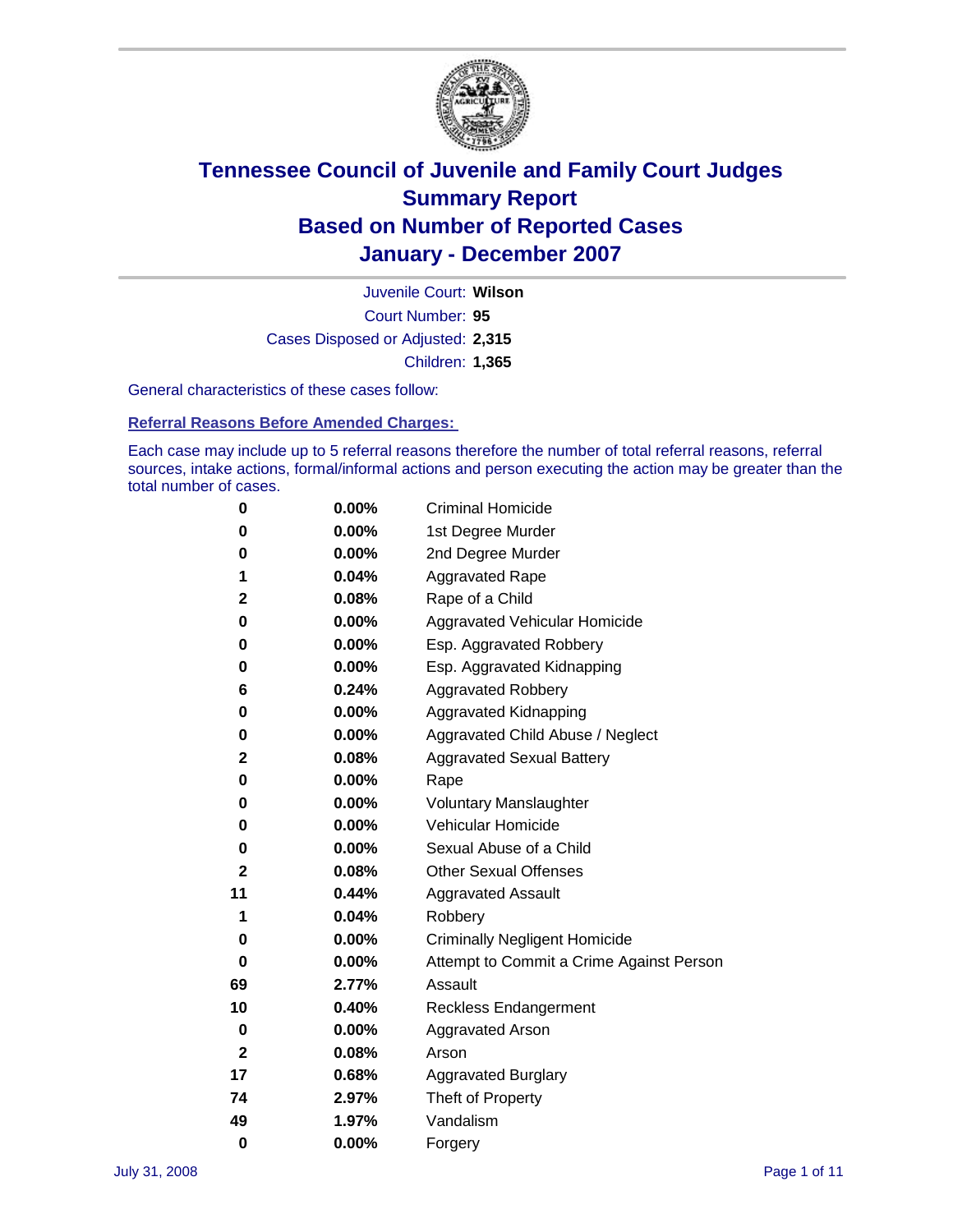# Tennessee Council of Juvenile and Family Court Judges
## Summary Report
## Based on Number of Reported Cases
## January - December 2007

Juvenile Court: **Wilson**

Court Number: **95**

Cases Disposed or Adjusted: **2,315**

Children: **1,365**

General characteristics of these cases follow:

### Referral Reasons Before Amended Charges:

Each case may include up to 5 referral reasons therefore the number of total referral reasons, referral sources, intake actions, formal/informal actions and person executing the action may be greater than the total number of cases.

| | | |
|---|---|---|
| 0 | 0.00% | Criminal Homicide |
| 0 | 0.00% | 1st Degree Murder |
| 0 | 0.00% | 2nd Degree Murder |
| 1 | 0.04% | Aggravated Rape |
| 2 | 0.08% | Rape of a Child |
| 0 | 0.00% | Aggravated Vehicular Homicide |
| 0 | 0.00% | Esp. Aggravated Robbery |
| 0 | 0.00% | Esp. Aggravated Kidnapping |
| 6 | 0.24% | Aggravated Robbery |
| 0 | 0.00% | Aggravated Kidnapping |
| 0 | 0.00% | Aggravated Child Abuse / Neglect |
| 2 | 0.08% | Aggravated Sexual Battery |
| 0 | 0.00% | Rape |
| 0 | 0.00% | Voluntary Manslaughter |
| 0 | 0.00% | Vehicular Homicide |
| 0 | 0.00% | Sexual Abuse of a Child |
| 2 | 0.08% | Other Sexual Offenses |
| 11 | 0.44% | Aggravated Assault |
| 1 | 0.04% | Robbery |
| 0 | 0.00% | Criminally Negligent Homicide |
| 0 | 0.00% | Attempt to Commit a Crime Against Person |
| 69 | 2.77% | Assault |
| 10 | 0.40% | Reckless Endangerment |
| 0 | 0.00% | Aggravated Arson |
| 2 | 0.08% | Arson |
| 17 | 0.68% | Aggravated Burglary |
| 74 | 2.97% | Theft of Property |
| 49 | 1.97% | Vandalism |
| 0 | 0.00% | Forgery |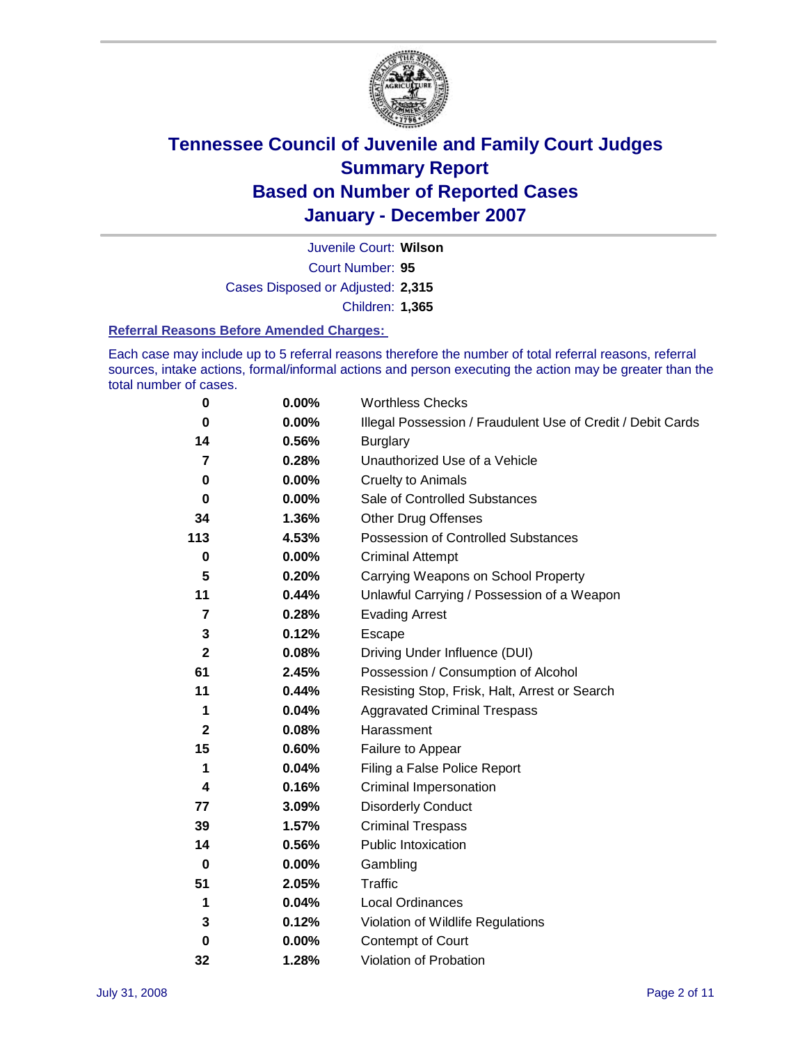# Tennessee Council of Juvenile and Family Court Judges
## Summary Report
## Based on Number of Reported Cases
## January - December 2007

| | |
|---|---|
| Juvenile Court: | **Wilson** |
| Court Number: | **95** |
| Cases Disposed or Adjusted: | **2,315** |
| Children: | **1,365** |

### Referral Reasons Before Amended Charges:

Each case may include up to 5 referral reasons therefore the number of total referral reasons, referral sources, intake actions, formal/informal actions and person executing the action may be greater than the total number of cases.

| | | |
|---|---|---|
| **0** | **0.00%** | Worthless Checks |
| **0** | **0.00%** | Illegal Possession / Fraudulent Use of Credit / Debit Cards |
| **14** | **0.56%** | Burglary |
| **7** | **0.28%** | Unauthorized Use of a Vehicle |
| **0** | **0.00%** | Cruelty to Animals |
| **0** | **0.00%** | Sale of Controlled Substances |
| **34** | **1.36%** | Other Drug Offenses |
| **113** | **4.53%** | Possession of Controlled Substances |
| **0** | **0.00%** | Criminal Attempt |
| **5** | **0.20%** | Carrying Weapons on School Property |
| **11** | **0.44%** | Unlawful Carrying / Possession of a Weapon |
| **7** | **0.28%** | Evading Arrest |
| **3** | **0.12%** | Escape |
| **2** | **0.08%** | Driving Under Influence (DUI) |
| **61** | **2.45%** | Possession / Consumption of Alcohol |
| **11** | **0.44%** | Resisting Stop, Frisk, Halt, Arrest or Search |
| **1** | **0.04%** | Aggravated Criminal Trespass |
| **2** | **0.08%** | Harassment |
| **15** | **0.60%** | Failure to Appear |
| **1** | **0.04%** | Filing a False Police Report |
| **4** | **0.16%** | Criminal Impersonation |
| **77** | **3.09%** | Disorderly Conduct |
| **39** | **1.57%** | Criminal Trespass |
| **14** | **0.56%** | Public Intoxication |
| **0** | **0.00%** | Gambling |
| **51** | **2.05%** | Traffic |
| **1** | **0.04%** | Local Ordinances |
| **3** | **0.12%** | Violation of Wildlife Regulations |
| **0** | **0.00%** | Contempt of Court |
| **32** | **1.28%** | Violation of Probation |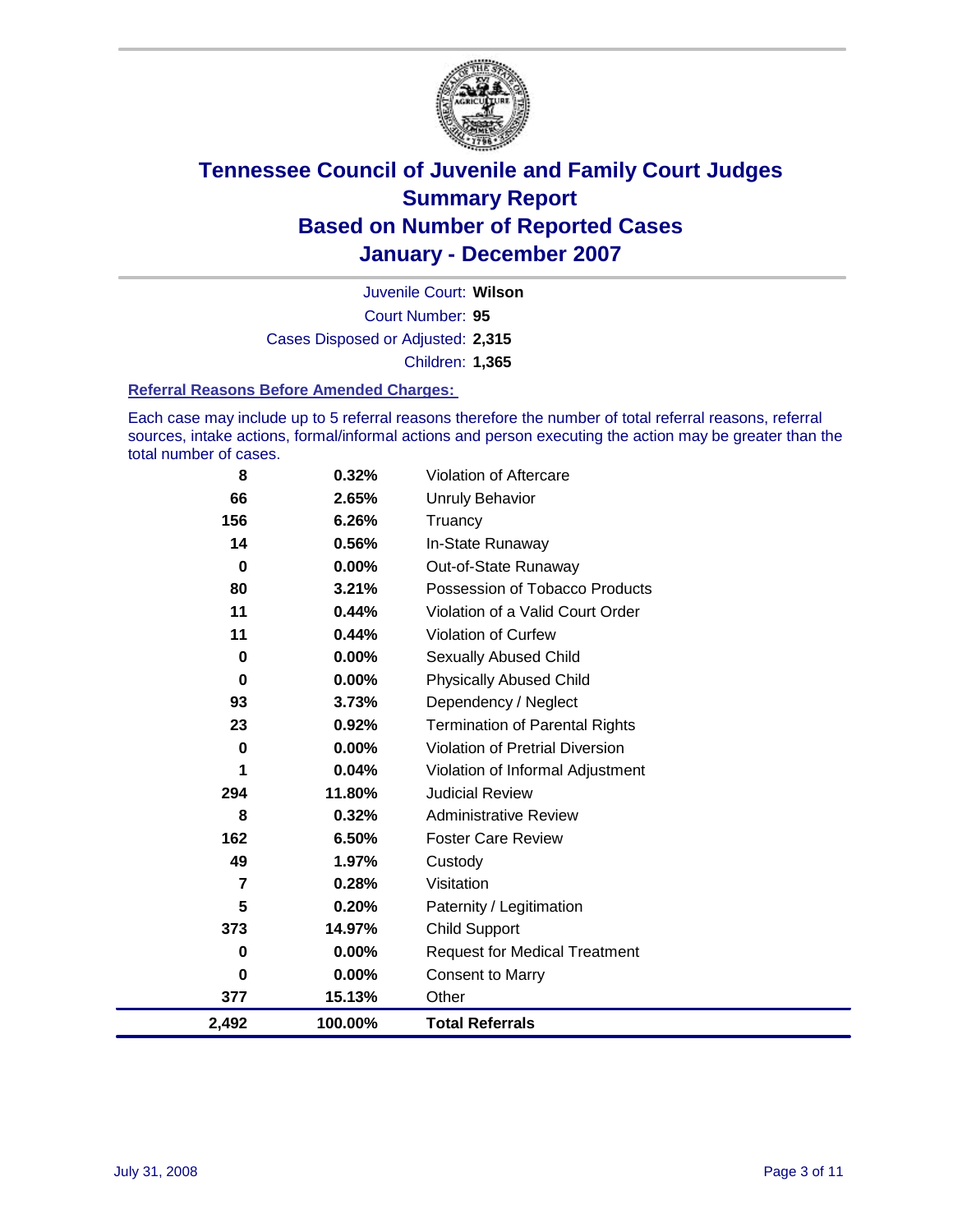# Tennessee Council of Juvenile and Family Court Judges
## Summary Report
## Based on Number of Reported Cases
## January - December 2007

Juvenile Court: **Wilson**

Court Number: **95**

Cases Disposed or Adjusted: **2,315**

Children: **1,365**

### Referral Reasons Before Amended Charges:

Each case may include up to 5 referral reasons therefore the number of total referral reasons, referral sources, intake actions, formal/informal actions and person executing the action may be greater than the total number of cases.

| Count | Percent | Referral Reason |
|---|---|---|
| 8 | 0.32% | Violation of Aftercare |
| 66 | 2.65% | Unruly Behavior |
| 156 | 6.26% | Truancy |
| 14 | 0.56% | In-State Runaway |
| 0 | 0.00% | Out-of-State Runaway |
| 80 | 3.21% | Possession of Tobacco Products |
| 11 | 0.44% | Violation of a Valid Court Order |
| 11 | 0.44% | Violation of Curfew |
| 0 | 0.00% | Sexually Abused Child |
| 0 | 0.00% | Physically Abused Child |
| 93 | 3.73% | Dependency / Neglect |
| 23 | 0.92% | Termination of Parental Rights |
| 0 | 0.00% | Violation of Pretrial Diversion |
| 1 | 0.04% | Violation of Informal Adjustment |
| 294 | 11.80% | Judicial Review |
| 8 | 0.32% | Administrative Review |
| 162 | 6.50% | Foster Care Review |
| 49 | 1.97% | Custody |
| 7 | 0.28% | Visitation |
| 5 | 0.20% | Paternity / Legitimation |
| 373 | 14.97% | Child Support |
| 0 | 0.00% | Request for Medical Treatment |
| 0 | 0.00% | Consent to Marry |
| 377 | 15.13% | Other |
| **2,492** | **100.00%** | **Total Referrals** |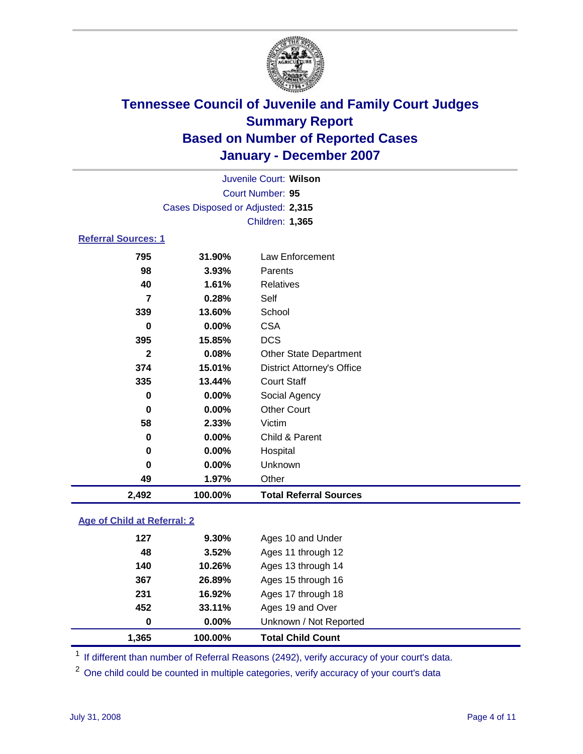# Tennessee Council of Juvenile and Family Court Judges
## Summary Report
## Based on Number of Reported Cases
## January - December 2007

Juvenile Court: **Wilson**

Court Number: **95**

Cases Disposed or Adjusted: **2,315**

Children: **1,365**

### Referral Sources: 1

| | | |
|---|---|---|
| 795 | 31.90% | Law Enforcement |
| 98 | 3.93% | Parents |
| 40 | 1.61% | Relatives |
| 7 | 0.28% | Self |
| 339 | 13.60% | School |
| 0 | 0.00% | CSA |
| 395 | 15.85% | DCS |
| 2 | 0.08% | Other State Department |
| 374 | 15.01% | District Attorney's Office |
| 335 | 13.44% | Court Staff |
| 0 | 0.00% | Social Agency |
| 0 | 0.00% | Other Court |
| 58 | 2.33% | Victim |
| 0 | 0.00% | Child & Parent |
| 0 | 0.00% | Hospital |
| 0 | 0.00% | Unknown |
| 49 | 1.97% | Other |
| **2,492** | **100.00%** | **Total Referral Sources** |

### Age of Child at Referral: 2

| | | |
|---|---|---|
| 127 | 9.30% | Ages 10 and Under |
| 48 | 3.52% | Ages 11 through 12 |
| 140 | 10.26% | Ages 13 through 14 |
| 367 | 26.89% | Ages 15 through 16 |
| 231 | 16.92% | Ages 17 through 18 |
| 452 | 33.11% | Ages 19 and Over |
| 0 | 0.00% | Unknown / Not Reported |
| **1,365** | **100.00%** | **Total Child Count** |

[1] If different than number of Referral Reasons (2492), verify accuracy of your court's data.

[2] One child could be counted in multiple categories, verify accuracy of your court's data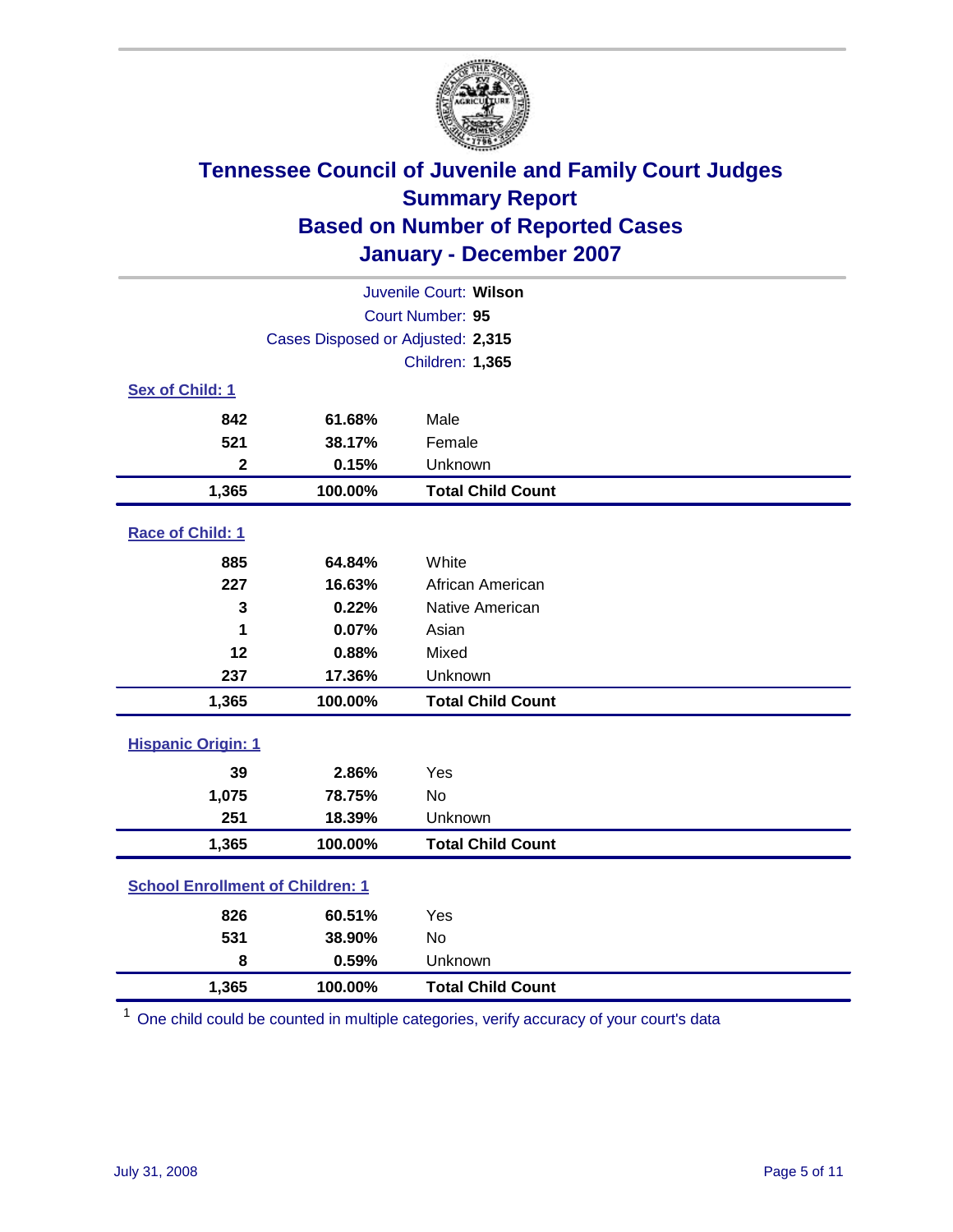# Tennessee Council of Juvenile and Family Court Judges
## Summary Report
## Based on Number of Reported Cases
## January - December 2007

Juvenile Court: **Wilson**
Court Number: **95**
Cases Disposed or Adjusted: **2,315**
Children: **1,365**

### Sex of Child: 1

| | | |
|---|---|---|
| 842 | 61.68% | Male |
| 521 | 38.17% | Female |
| 2 | 0.15% | Unknown |
| **1,365** | **100.00%** | **Total Child Count** |

### Race of Child: 1

| | | |
|---|---|---|
| 885 | 64.84% | White |
| 227 | 16.63% | African American |
| 3 | 0.22% | Native American |
| 1 | 0.07% | Asian |
| 12 | 0.88% | Mixed |
| 237 | 17.36% | Unknown |
| **1,365** | **100.00%** | **Total Child Count** |

### Hispanic Origin: 1

| | | |
|---|---|---|
| 39 | 2.86% | Yes |
| 1,075 | 78.75% | No |
| 251 | 18.39% | Unknown |
| **1,365** | **100.00%** | **Total Child Count** |

### School Enrollment of Children: 1

| | | |
|---|---|---|
| 826 | 60.51% | Yes |
| 531 | 38.90% | No |
| 8 | 0.59% | Unknown |
| **1,365** | **100.00%** | **Total Child Count** |

[1] One child could be counted in multiple categories, verify accuracy of your court's data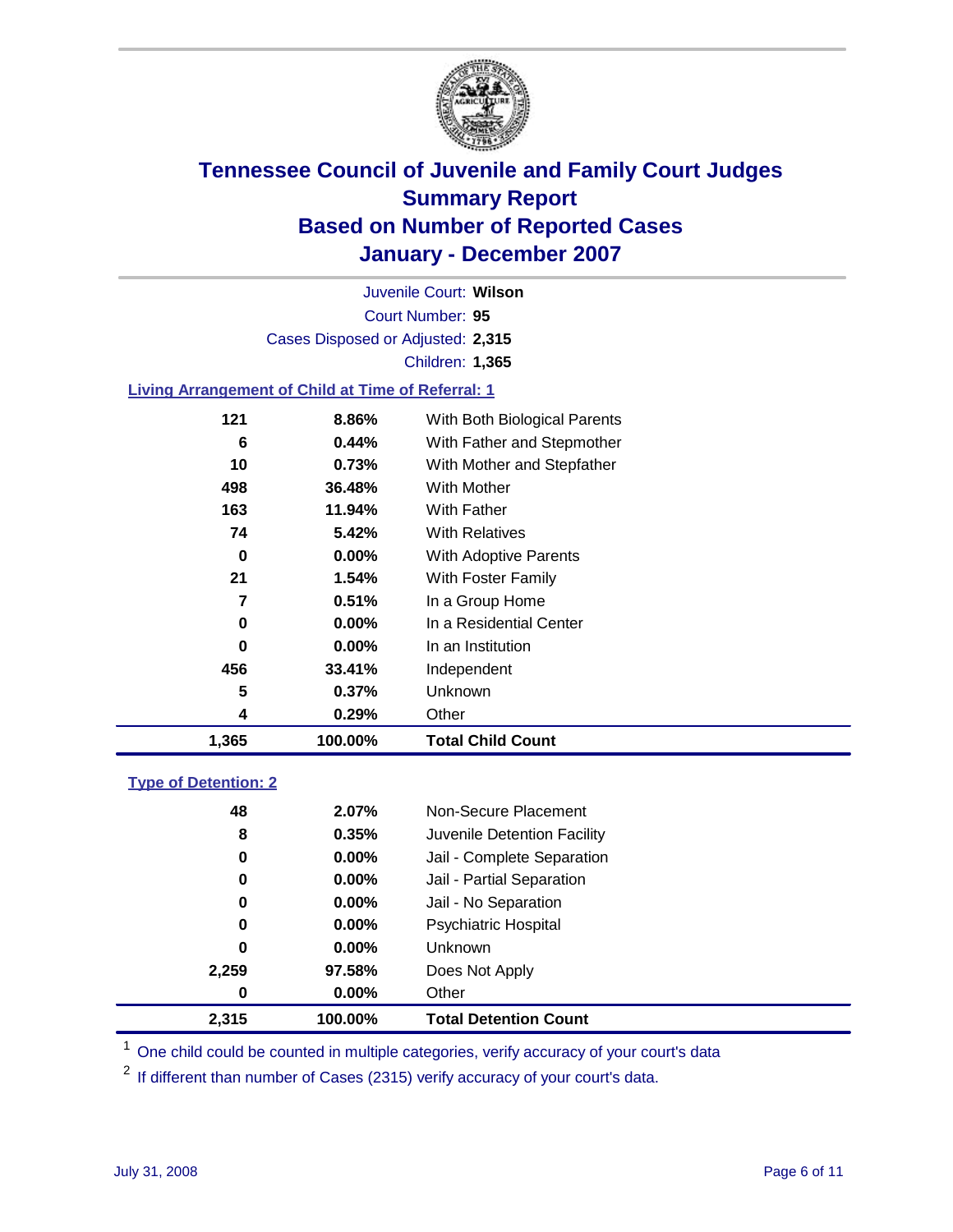# Tennessee Council of Juvenile and Family Court Judges
## Summary Report
## Based on Number of Reported Cases
## January - December 2007

Juvenile Court: **Wilson**

Court Number: **95**

Cases Disposed or Adjusted: **2,315**

Children: **1,365**

### Living Arrangement of Child at Time of Referral: 1

| Count | Percent | Category |
|---|---|---|
| 121 | 8.86% | With Both Biological Parents |
| 6 | 0.44% | With Father and Stepmother |
| 10 | 0.73% | With Mother and Stepfather |
| 498 | 36.48% | With Mother |
| 163 | 11.94% | With Father |
| 74 | 5.42% | With Relatives |
| 0 | 0.00% | With Adoptive Parents |
| 21 | 1.54% | With Foster Family |
| 7 | 0.51% | In a Group Home |
| 0 | 0.00% | In a Residential Center |
| 0 | 0.00% | In an Institution |
| 456 | 33.41% | Independent |
| 5 | 0.37% | Unknown |
| 4 | 0.29% | Other |
| **1,365** | **100.00%** | **Total Child Count** |

### Type of Detention: 2

| Count | Percent | Category |
|---|---|---|
| 48 | 2.07% | Non-Secure Placement |
| 8 | 0.35% | Juvenile Detention Facility |
| 0 | 0.00% | Jail - Complete Separation |
| 0 | 0.00% | Jail - Partial Separation |
| 0 | 0.00% | Jail - No Separation |
| 0 | 0.00% | Psychiatric Hospital |
| 0 | 0.00% | Unknown |
| 2,259 | 97.58% | Does Not Apply |
| 0 | 0.00% | Other |
| **2,315** | **100.00%** | **Total Detention Count** |

[1] One child could be counted in multiple categories, verify accuracy of your court's data

[2] If different than number of Cases (2315) verify accuracy of your court's data.

July 31, 2008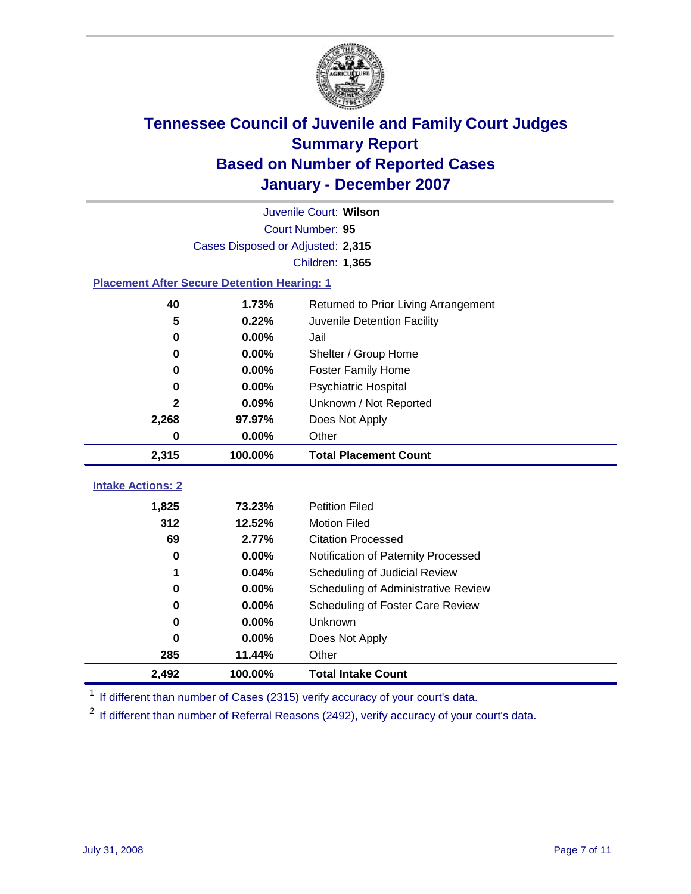# Tennessee Council of Juvenile and Family Court Judges
## Summary Report
## Based on Number of Reported Cases
## January - December 2007

Juvenile Court: **Wilson**
Court Number: **95**
Cases Disposed or Adjusted: **2,315**
Children: **1,365**

### Placement After Secure Detention Hearing: 1

| Count | Percent | Placement |
|---|---|---|
| 40 | 1.73% | Returned to Prior Living Arrangement |
| 5 | 0.22% | Juvenile Detention Facility |
| 0 | 0.00% | Jail |
| 0 | 0.00% | Shelter / Group Home |
| 0 | 0.00% | Foster Family Home |
| 0 | 0.00% | Psychiatric Hospital |
| 2 | 0.09% | Unknown / Not Reported |
| 2,268 | 97.97% | Does Not Apply |
| 0 | 0.00% | Other |
| **2,315** | **100.00%** | **Total Placement Count** |

### Intake Actions: 2

| Count | Percent | Intake Action |
|---|---|---|
| 1,825 | 73.23% | Petition Filed |
| 312 | 12.52% | Motion Filed |
| 69 | 2.77% | Citation Processed |
| 0 | 0.00% | Notification of Paternity Processed |
| 1 | 0.04% | Scheduling of Judicial Review |
| 0 | 0.00% | Scheduling of Administrative Review |
| 0 | 0.00% | Scheduling of Foster Care Review |
| 0 | 0.00% | Unknown |
| 0 | 0.00% | Does Not Apply |
| 285 | 11.44% | Other |
| **2,492** | **100.00%** | **Total Intake Count** |

[1] If different than number of Cases (2315) verify accuracy of your court's data.

[2] If different than number of Referral Reasons (2492), verify accuracy of your court's data.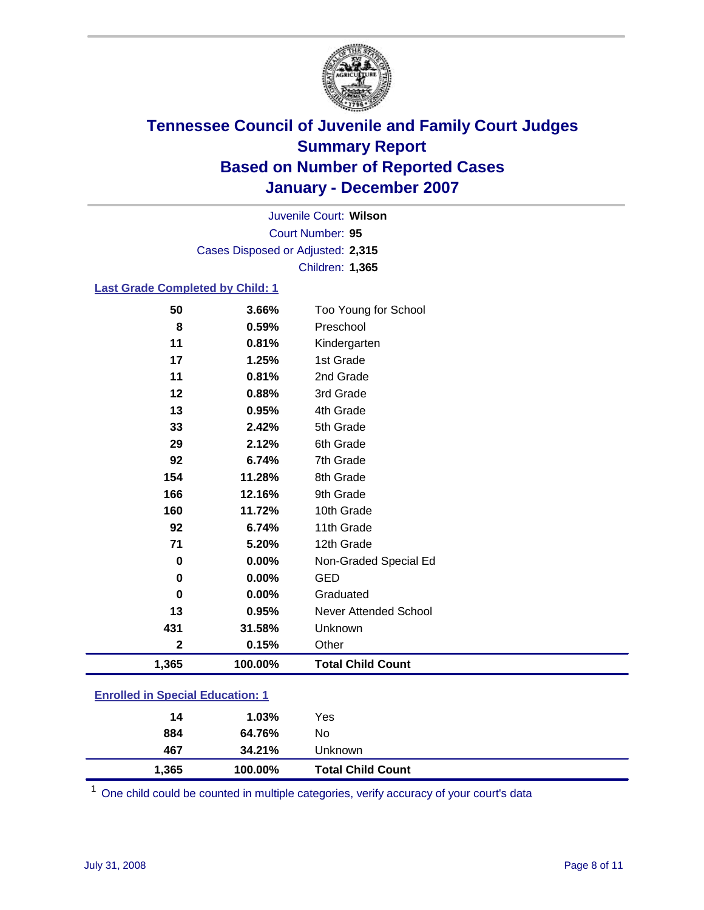# Tennessee Council of Juvenile and Family Court Judges
## Summary Report
## Based on Number of Reported Cases
## January - December 2007

Juvenile Court: **Wilson**
Court Number: **95**
Cases Disposed or Adjusted: **2,315**
Children: **1,365**

### Last Grade Completed by Child: 1

| | | |
|---|---|---|
| 50 | 3.66% | Too Young for School |
| 8 | 0.59% | Preschool |
| 11 | 0.81% | Kindergarten |
| 17 | 1.25% | 1st Grade |
| 11 | 0.81% | 2nd Grade |
| 12 | 0.88% | 3rd Grade |
| 13 | 0.95% | 4th Grade |
| 33 | 2.42% | 5th Grade |
| 29 | 2.12% | 6th Grade |
| 92 | 6.74% | 7th Grade |
| 154 | 11.28% | 8th Grade |
| 166 | 12.16% | 9th Grade |
| 160 | 11.72% | 10th Grade |
| 92 | 6.74% | 11th Grade |
| 71 | 5.20% | 12th Grade |
| 0 | 0.00% | Non-Graded Special Ed |
| 0 | 0.00% | GED |
| 0 | 0.00% | Graduated |
| 13 | 0.95% | Never Attended School |
| 431 | 31.58% | Unknown |
| 2 | 0.15% | Other |
| **1,365** | **100.00%** | **Total Child Count** |

### Enrolled in Special Education: 1

| | | |
|---|---|---|
| 14 | 1.03% | Yes |
| 884 | 64.76% | No |
| 467 | 34.21% | Unknown |
| **1,365** | **100.00%** | **Total Child Count** |

[1] One child could be counted in multiple categories, verify accuracy of your court's data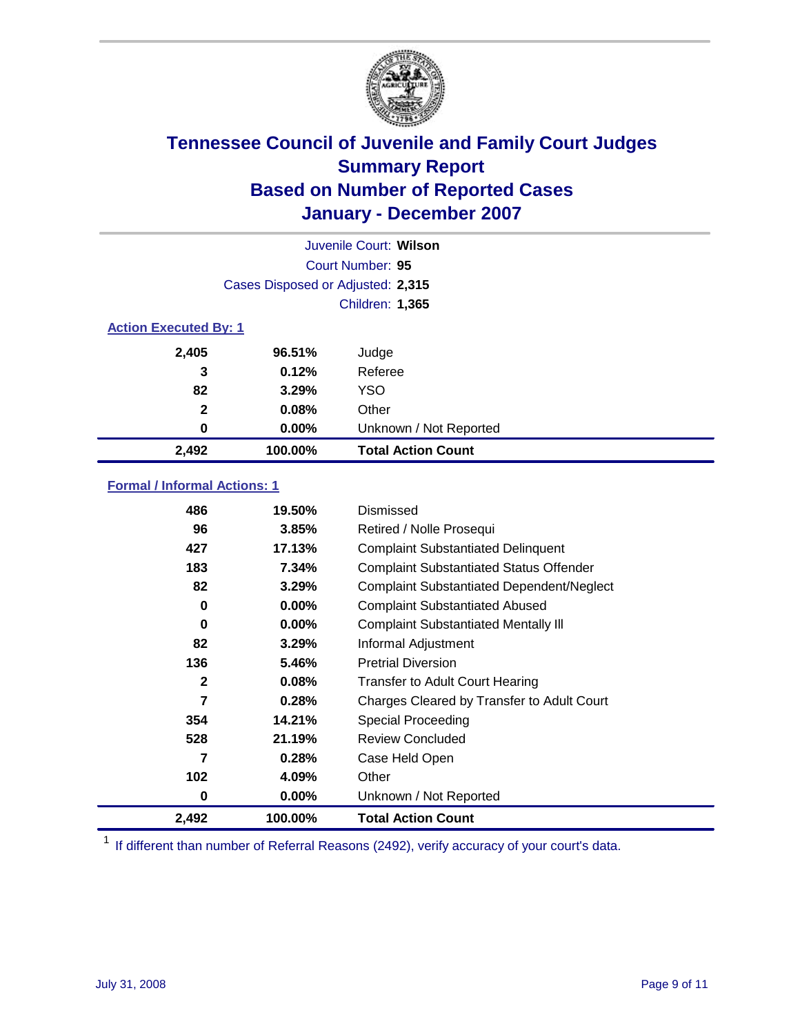# Tennessee Council of Juvenile and Family Court Judges
## Summary Report
## Based on Number of Reported Cases
## January - December 2007

Juvenile Court: **Wilson**
Court Number: **95**
Cases Disposed or Adjusted: **2,315**
Children: **1,365**

### Action Executed By: 1

| | | |
|---|---|---|
| 2,405 | 96.51% | Judge |
| 3 | 0.12% | Referee |
| 82 | 3.29% | YSO |
| 2 | 0.08% | Other |
| 0 | 0.00% | Unknown / Not Reported |
| **2,492** | **100.00%** | **Total Action Count** |

### Formal / Informal Actions: 1

| | | |
|---|---|---|
| 486 | 19.50% | Dismissed |
| 96 | 3.85% | Retired / Nolle Prosequi |
| 427 | 17.13% | Complaint Substantiated Delinquent |
| 183 | 7.34% | Complaint Substantiated Status Offender |
| 82 | 3.29% | Complaint Substantiated Dependent/Neglect |
| 0 | 0.00% | Complaint Substantiated Abused |
| 0 | 0.00% | Complaint Substantiated Mentally Ill |
| 82 | 3.29% | Informal Adjustment |
| 136 | 5.46% | Pretrial Diversion |
| 2 | 0.08% | Transfer to Adult Court Hearing |
| 7 | 0.28% | Charges Cleared by Transfer to Adult Court |
| 354 | 14.21% | Special Proceeding |
| 528 | 21.19% | Review Concluded |
| 7 | 0.28% | Case Held Open |
| 102 | 4.09% | Other |
| 0 | 0.00% | Unknown / Not Reported |
| **2,492** | **100.00%** | **Total Action Count** |

[1] If different than number of Referral Reasons (2492), verify accuracy of your court's data.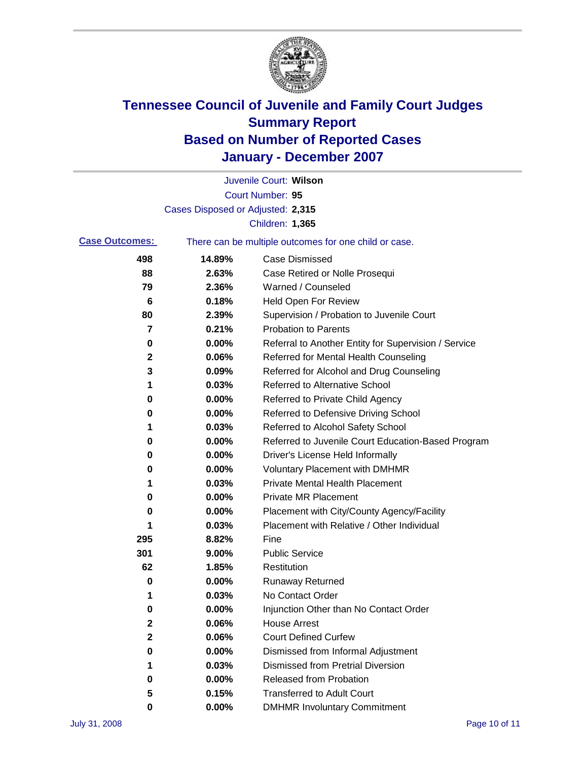# Tennessee Council of Juvenile and Family Court Judges
## Summary Report
## Based on Number of Reported Cases
## January - December 2007

Juvenile Court: **Wilson**

Court Number: **95**

Cases Disposed or Adjusted: **2,315**

Children: **1,365**

**Case Outcomes:** There can be multiple outcomes for one child or case.

| | | |
|---|---|---|
| 498 | 14.89% | Case Dismissed |
| 88 | 2.63% | Case Retired or Nolle Prosequi |
| 79 | 2.36% | Warned / Counseled |
| 6 | 0.18% | Held Open For Review |
| 80 | 2.39% | Supervision / Probation to Juvenile Court |
| 7 | 0.21% | Probation to Parents |
| 0 | 0.00% | Referral to Another Entity for Supervision / Service |
| 2 | 0.06% | Referred for Mental Health Counseling |
| 3 | 0.09% | Referred for Alcohol and Drug Counseling |
| 1 | 0.03% | Referred to Alternative School |
| 0 | 0.00% | Referred to Private Child Agency |
| 0 | 0.00% | Referred to Defensive Driving School |
| 1 | 0.03% | Referred to Alcohol Safety School |
| 0 | 0.00% | Referred to Juvenile Court Education-Based Program |
| 0 | 0.00% | Driver's License Held Informally |
| 0 | 0.00% | Voluntary Placement with DMHMR |
| 1 | 0.03% | Private Mental Health Placement |
| 0 | 0.00% | Private MR Placement |
| 0 | 0.00% | Placement with City/County Agency/Facility |
| 1 | 0.03% | Placement with Relative / Other Individual |
| 295 | 8.82% | Fine |
| 301 | 9.00% | Public Service |
| 62 | 1.85% | Restitution |
| 0 | 0.00% | Runaway Returned |
| 1 | 0.03% | No Contact Order |
| 0 | 0.00% | Injunction Other than No Contact Order |
| 2 | 0.06% | House Arrest |
| 2 | 0.06% | Court Defined Curfew |
| 0 | 0.00% | Dismissed from Informal Adjustment |
| 1 | 0.03% | Dismissed from Pretrial Diversion |
| 0 | 0.00% | Released from Probation |
| 5 | 0.15% | Transferred to Adult Court |
| 0 | 0.00% | DMHMR Involuntary Commitment |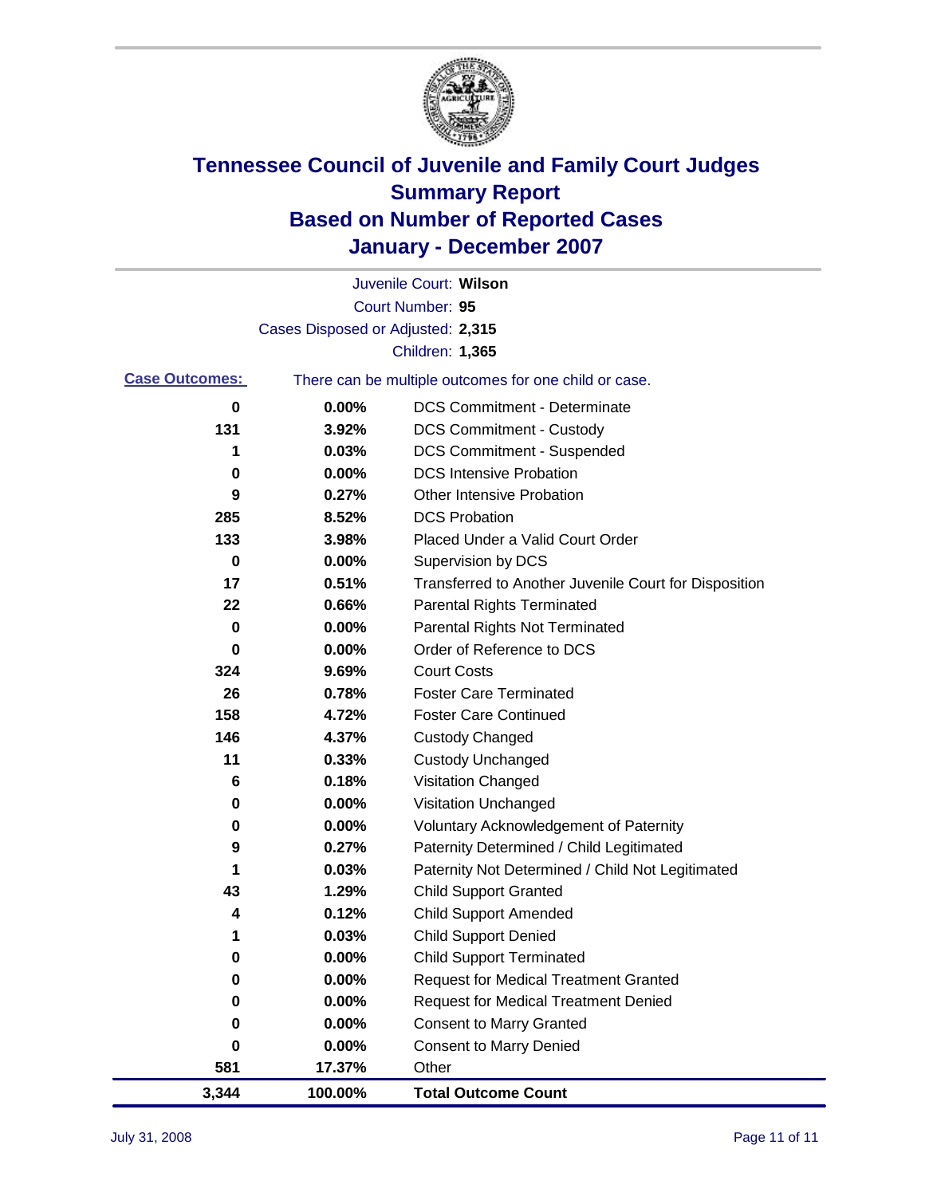# Tennessee Council of Juvenile and Family Court Judges
## Summary Report
## Based on Number of Reported Cases
## January - December 2007

Juvenile Court: **Wilson**

Court Number: **95**

Cases Disposed or Adjusted: **2,315**

Children: **1,365**

**Case Outcomes:** There can be multiple outcomes for one child or case.

| | | |
|---|---|---|
| 0 | 0.00% | DCS Commitment - Determinate |
| 131 | 3.92% | DCS Commitment - Custody |
| 1 | 0.03% | DCS Commitment - Suspended |
| 0 | 0.00% | DCS Intensive Probation |
| 9 | 0.27% | Other Intensive Probation |
| 285 | 8.52% | DCS Probation |
| 133 | 3.98% | Placed Under a Valid Court Order |
| 0 | 0.00% | Supervision by DCS |
| 17 | 0.51% | Transferred to Another Juvenile Court for Disposition |
| 22 | 0.66% | Parental Rights Terminated |
| 0 | 0.00% | Parental Rights Not Terminated |
| 0 | 0.00% | Order of Reference to DCS |
| 324 | 9.69% | Court Costs |
| 26 | 0.78% | Foster Care Terminated |
| 158 | 4.72% | Foster Care Continued |
| 146 | 4.37% | Custody Changed |
| 11 | 0.33% | Custody Unchanged |
| 6 | 0.18% | Visitation Changed |
| 0 | 0.00% | Visitation Unchanged |
| 0 | 0.00% | Voluntary Acknowledgement of Paternity |
| 9 | 0.27% | Paternity Determined / Child Legitimated |
| 1 | 0.03% | Paternity Not Determined / Child Not Legitimated |
| 43 | 1.29% | Child Support Granted |
| 4 | 0.12% | Child Support Amended |
| 1 | 0.03% | Child Support Denied |
| 0 | 0.00% | Child Support Terminated |
| 0 | 0.00% | Request for Medical Treatment Granted |
| 0 | 0.00% | Request for Medical Treatment Denied |
| 0 | 0.00% | Consent to Marry Granted |
| 0 | 0.00% | Consent to Marry Denied |
| 581 | 17.37% | Other |
| **3,344** | **100.00%** | **Total Outcome Count** |